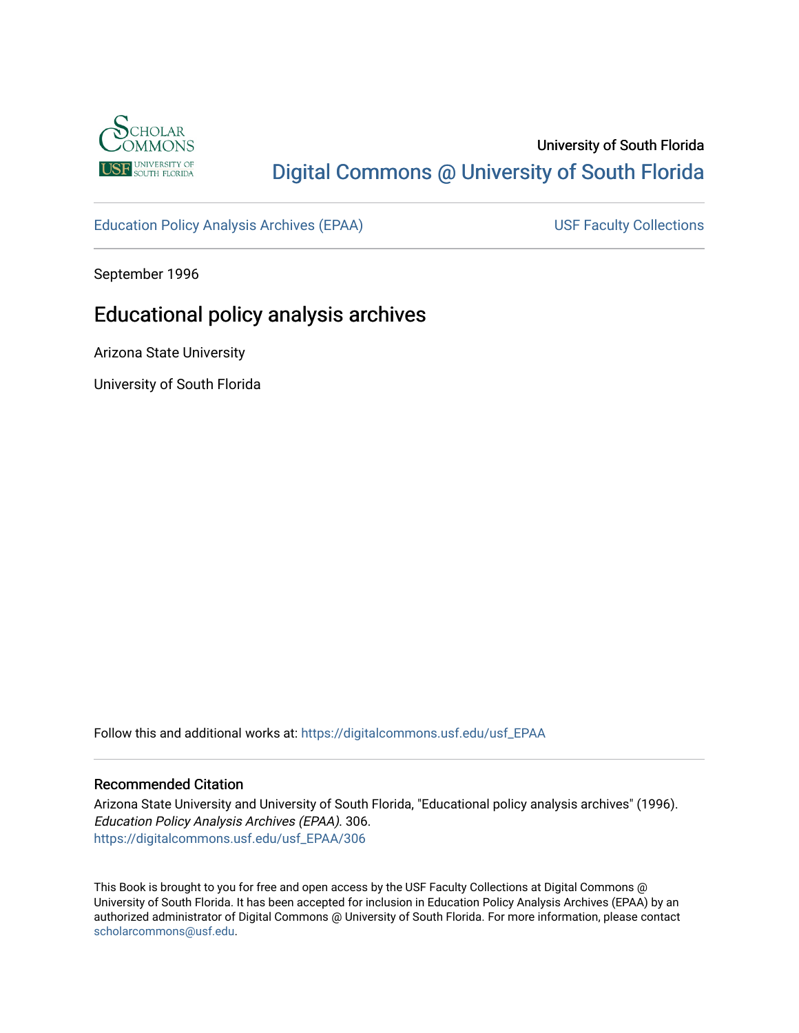University of South Florida

Digital Commons @ University of South Florida

Education Policy Analysis Archives (EPAA) | USF Faculty Collections

September 1996

# Educational policy analysis archives

Arizona State University

University of South Florida

Follow this and additional works at: https://digitalcommons.usf.edu/usf_EPAA

## Recommended Citation

Arizona State University and University of South Florida, "Educational policy analysis archives" (1996). *Education Policy Analysis Archives (EPAA)*. 306.
https://digitalcommons.usf.edu/usf_EPAA/306

This Book is brought to you for free and open access by the USF Faculty Collections at Digital Commons @ University of South Florida. It has been accepted for inclusion in Education Policy Analysis Archives (EPAA) by an authorized administrator of Digital Commons @ University of South Florida. For more information, please contact scholarcommons@usf.edu.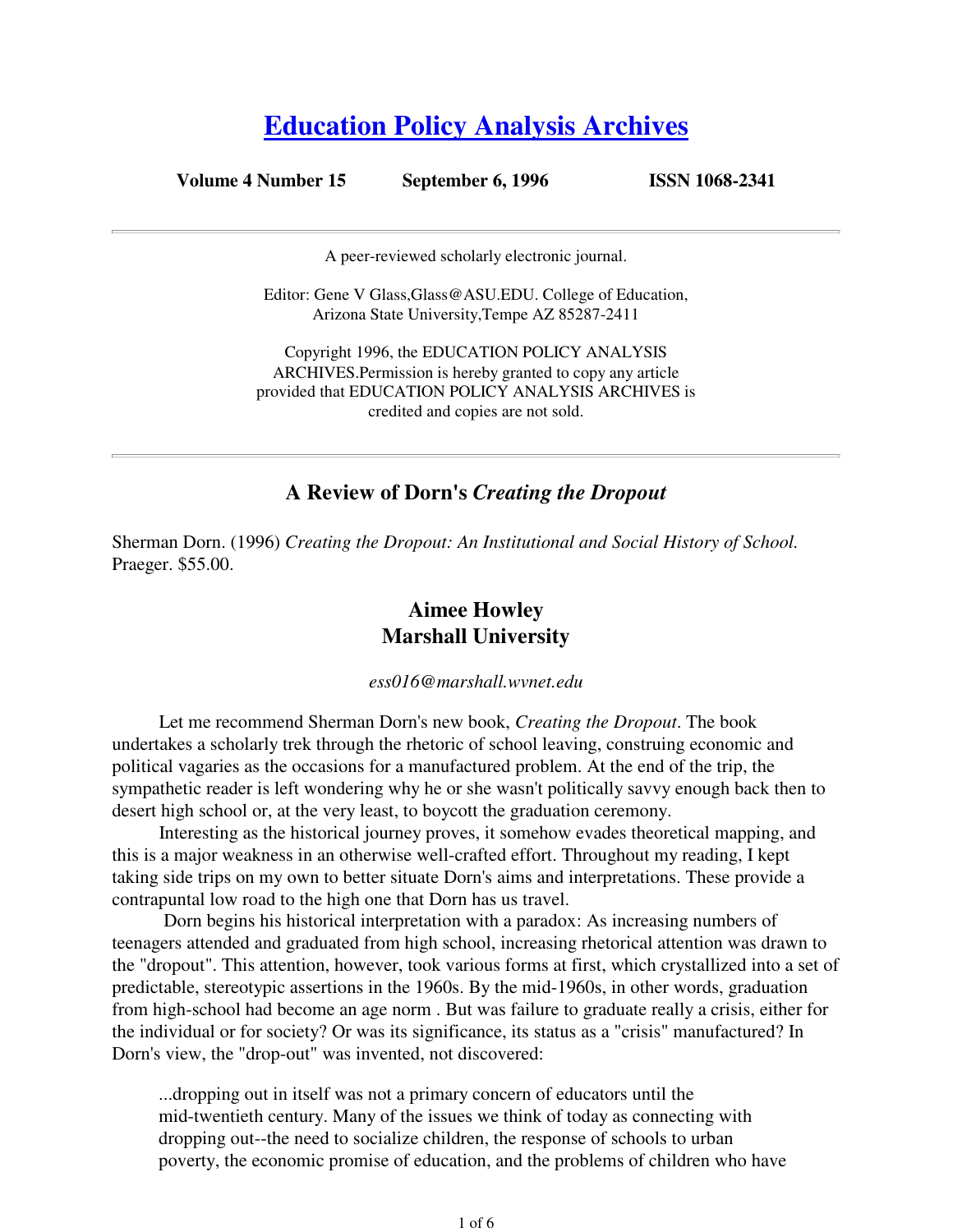# [Education Policy Analysis Archives](#)

**Volume 4 Number 15** **September 6, 1996** **ISSN 1068-2341**

---

A peer-reviewed scholarly electronic journal.

Editor: Gene V Glass,Glass@ASU.EDU. College of Education, Arizona State University,Tempe AZ 85287-2411

Copyright 1996, the EDUCATION POLICY ANALYSIS ARCHIVES.Permission is hereby granted to copy any article provided that EDUCATION POLICY ANALYSIS ARCHIVES is credited and copies are not sold.

---

## A Review of Dorn's *Creating the Dropout*

Sherman Dorn. (1996) *Creating the Dropout: An Institutional and Social History of School.* Praeger. $55.00.

### Aimee Howley
### Marshall University

*ess016@marshall.wvnet.edu*

Let me recommend Sherman Dorn's new book, *Creating the Dropout*. The book undertakes a scholarly trek through the rhetoric of school leaving, construing economic and political vagaries as the occasions for a manufactured problem. At the end of the trip, the sympathetic reader is left wondering why he or she wasn't politically savvy enough back then to desert high school or, at the very least, to boycott the graduation ceremony.

Interesting as the historical journey proves, it somehow evades theoretical mapping, and this is a major weakness in an otherwise well-crafted effort. Throughout my reading, I kept taking side trips on my own to better situate Dorn's aims and interpretations. These provide a contrapuntal low road to the high one that Dorn has us travel.

Dorn begins his historical interpretation with a paradox: As increasing numbers of teenagers attended and graduated from high school, increasing rhetorical attention was drawn to the "dropout". This attention, however, took various forms at first, which crystallized into a set of predictable, stereotypic assertions in the 1960s. By the mid-1960s, in other words, graduation from high-school had become an age norm . But was failure to graduate really a crisis, either for the individual or for society? Or was its significance, its status as a "crisis" manufactured? In Dorn's view, the "drop-out" was invented, not discovered:

> ...dropping out in itself was not a primary concern of educators until the mid-twentieth century. Many of the issues we think of today as connecting with dropping out--the need to socialize children, the response of schools to urban poverty, the economic promise of education, and the problems of children who have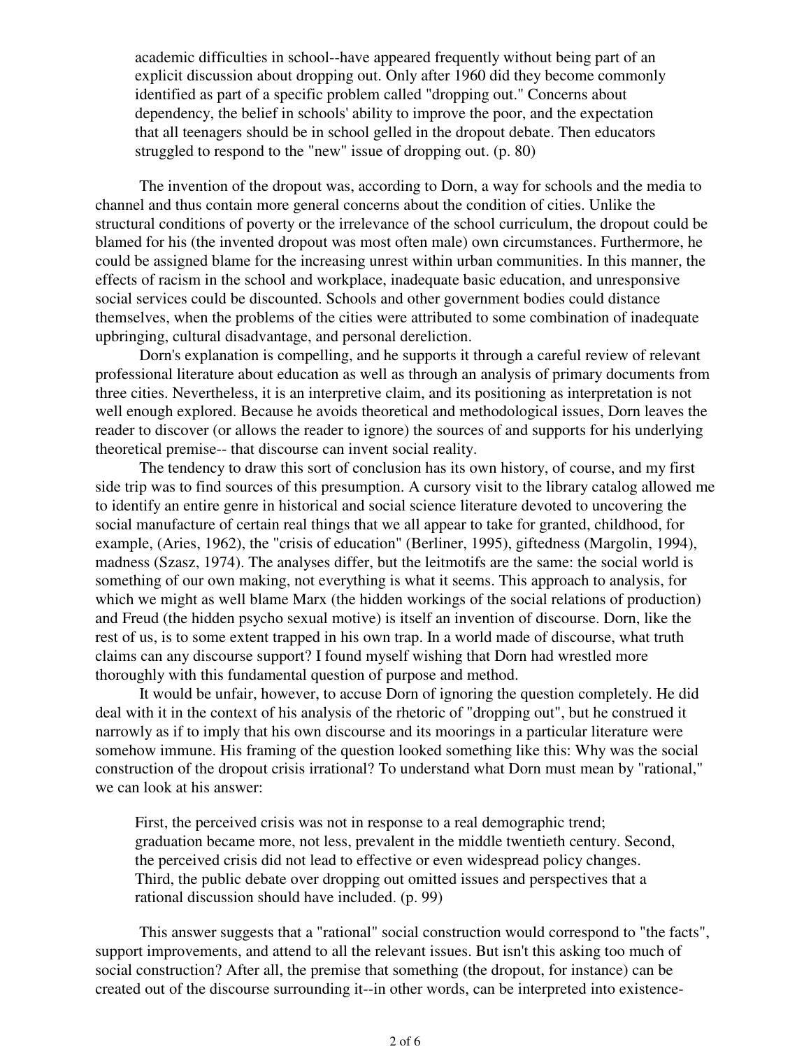> academic difficulties in school--have appeared frequently without being part of an explicit discussion about dropping out. Only after 1960 did they become commonly identified as part of a specific problem called "dropping out." Concerns about dependency, the belief in schools' ability to improve the poor, and the expectation that all teenagers should be in school gelled in the dropout debate. Then educators struggled to respond to the "new" issue of dropping out. (p. 80)

The invention of the dropout was, according to Dorn, a way for schools and the media to channel and thus contain more general concerns about the condition of cities. Unlike the structural conditions of poverty or the irrelevance of the school curriculum, the dropout could be blamed for his (the invented dropout was most often male) own circumstances. Furthermore, he could be assigned blame for the increasing unrest within urban communities. In this manner, the effects of racism in the school and workplace, inadequate basic education, and unresponsive social services could be discounted. Schools and other government bodies could distance themselves, when the problems of the cities were attributed to some combination of inadequate upbringing, cultural disadvantage, and personal dereliction.

Dorn's explanation is compelling, and he supports it through a careful review of relevant professional literature about education as well as through an analysis of primary documents from three cities. Nevertheless, it is an interpretive claim, and its positioning as interpretation is not well enough explored. Because he avoids theoretical and methodological issues, Dorn leaves the reader to discover (or allows the reader to ignore) the sources of and supports for his underlying theoretical premise-- that discourse can invent social reality.

The tendency to draw this sort of conclusion has its own history, of course, and my first side trip was to find sources of this presumption. A cursory visit to the library catalog allowed me to identify an entire genre in historical and social science literature devoted to uncovering the social manufacture of certain real things that we all appear to take for granted, childhood, for example, (Aries, 1962), the "crisis of education" (Berliner, 1995), giftedness (Margolin, 1994), madness (Szasz, 1974). The analyses differ, but the leitmotifs are the same: the social world is something of our own making, not everything is what it seems. This approach to analysis, for which we might as well blame Marx (the hidden workings of the social relations of production) and Freud (the hidden psycho sexual motive) is itself an invention of discourse. Dorn, like the rest of us, is to some extent trapped in his own trap. In a world made of discourse, what truth claims can any discourse support? I found myself wishing that Dorn had wrestled more thoroughly with this fundamental question of purpose and method.

It would be unfair, however, to accuse Dorn of ignoring the question completely. He did deal with it in the context of his analysis of the rhetoric of "dropping out", but he construed it narrowly as if to imply that his own discourse and its moorings in a particular literature were somehow immune. His framing of the question looked something like this: Why was the social construction of the dropout crisis irrational? To understand what Dorn must mean by "rational," we can look at his answer:

> First, the perceived crisis was not in response to a real demographic trend; graduation became more, not less, prevalent in the middle twentieth century. Second, the perceived crisis did not lead to effective or even widespread policy changes. Third, the public debate over dropping out omitted issues and perspectives that a rational discussion should have included. (p. 99)

This answer suggests that a "rational" social construction would correspond to "the facts", support improvements, and attend to all the relevant issues. But isn't this asking too much of social construction? After all, the premise that something (the dropout, for instance) can be created out of the discourse surrounding it--in other words, can be interpreted into existence-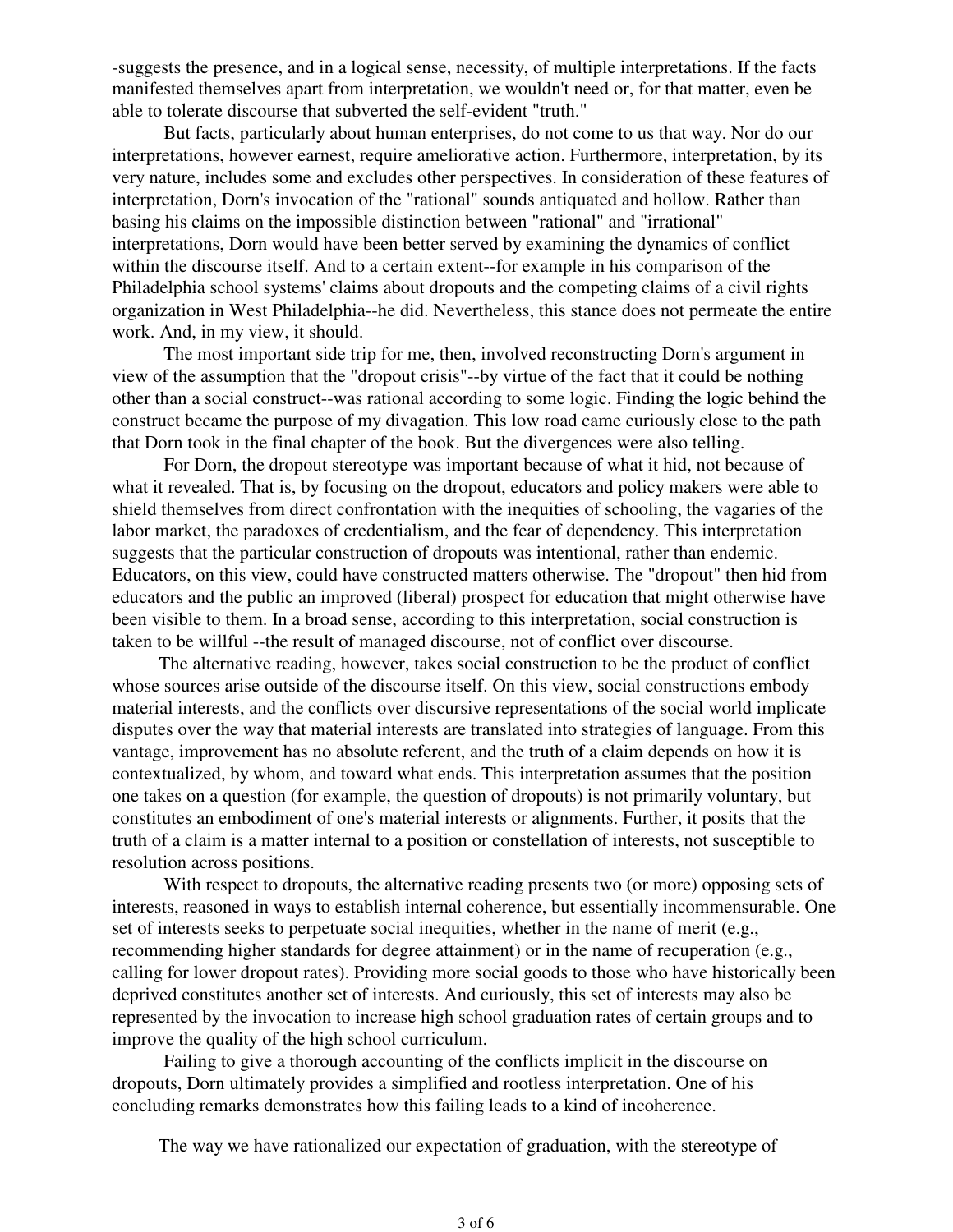-suggests the presence, and in a logical sense, necessity, of multiple interpretations. If the facts manifested themselves apart from interpretation, we wouldn't need or, for that matter, even be able to tolerate discourse that subverted the self-evident "truth."

But facts, particularly about human enterprises, do not come to us that way. Nor do our interpretations, however earnest, require ameliorative action. Furthermore, interpretation, by its very nature, includes some and excludes other perspectives. In consideration of these features of interpretation, Dorn's invocation of the "rational" sounds antiquated and hollow. Rather than basing his claims on the impossible distinction between "rational" and "irrational" interpretations, Dorn would have been better served by examining the dynamics of conflict within the discourse itself. And to a certain extent--for example in his comparison of the Philadelphia school systems' claims about dropouts and the competing claims of a civil rights organization in West Philadelphia--he did. Nevertheless, this stance does not permeate the entire work. And, in my view, it should.

The most important side trip for me, then, involved reconstructing Dorn's argument in view of the assumption that the "dropout crisis"--by virtue of the fact that it could be nothing other than a social construct--was rational according to some logic. Finding the logic behind the construct became the purpose of my divagation. This low road came curiously close to the path that Dorn took in the final chapter of the book. But the divergences were also telling.

For Dorn, the dropout stereotype was important because of what it hid, not because of what it revealed. That is, by focusing on the dropout, educators and policy makers were able to shield themselves from direct confrontation with the inequities of schooling, the vagaries of the labor market, the paradoxes of credentialism, and the fear of dependency. This interpretation suggests that the particular construction of dropouts was intentional, rather than endemic. Educators, on this view, could have constructed matters otherwise. The "dropout" then hid from educators and the public an improved (liberal) prospect for education that might otherwise have been visible to them. In a broad sense, according to this interpretation, social construction is taken to be willful --the result of managed discourse, not of conflict over discourse.

The alternative reading, however, takes social construction to be the product of conflict whose sources arise outside of the discourse itself. On this view, social constructions embody material interests, and the conflicts over discursive representations of the social world implicate disputes over the way that material interests are translated into strategies of language. From this vantage, improvement has no absolute referent, and the truth of a claim depends on how it is contextualized, by whom, and toward what ends. This interpretation assumes that the position one takes on a question (for example, the question of dropouts) is not primarily voluntary, but constitutes an embodiment of one's material interests or alignments. Further, it posits that the truth of a claim is a matter internal to a position or constellation of interests, not susceptible to resolution across positions.

With respect to dropouts, the alternative reading presents two (or more) opposing sets of interests, reasoned in ways to establish internal coherence, but essentially incommensurable. One set of interests seeks to perpetuate social inequities, whether in the name of merit (e.g., recommending higher standards for degree attainment) or in the name of recuperation (e.g., calling for lower dropout rates). Providing more social goods to those who have historically been deprived constitutes another set of interests. And curiously, this set of interests may also be represented by the invocation to increase high school graduation rates of certain groups and to improve the quality of the high school curriculum.

Failing to give a thorough accounting of the conflicts implicit in the discourse on dropouts, Dorn ultimately provides a simplified and rootless interpretation. One of his concluding remarks demonstrates how this failing leads to a kind of incoherence.

> The way we have rationalized our expectation of graduation, with the stereotype of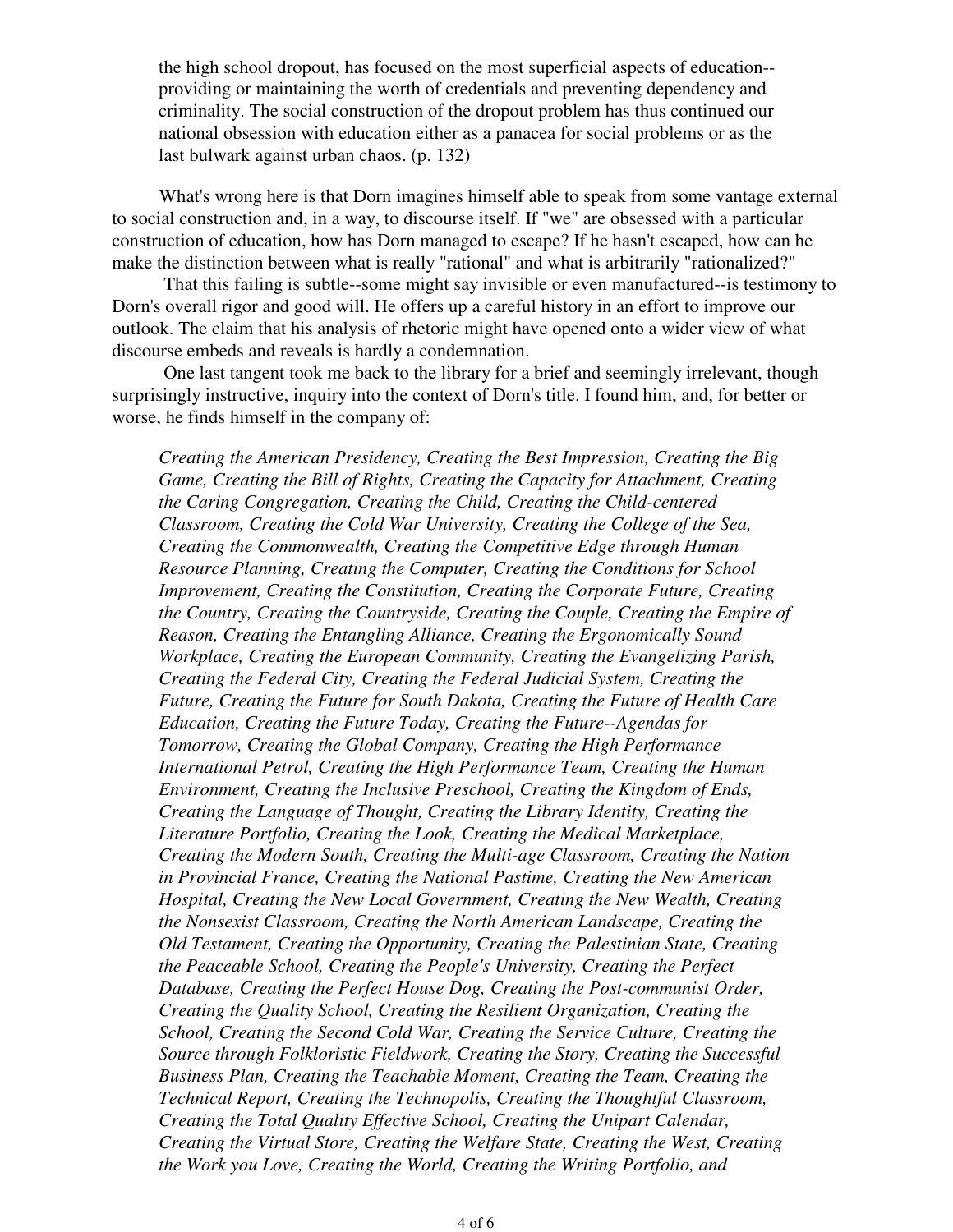> the high school dropout, has focused on the most superficial aspects of education--providing or maintaining the worth of credentials and preventing dependency and criminality. The social construction of the dropout problem has thus continued our national obsession with education either as a panacea for social problems or as the last bulwark against urban chaos. (p. 132)

What's wrong here is that Dorn imagines himself able to speak from some vantage external to social construction and, in a way, to discourse itself. If "we" are obsessed with a particular construction of education, how has Dorn managed to escape? If he hasn't escaped, how can he make the distinction between what is really "rational" and what is arbitrarily "rationalized?"

That this failing is subtle--some might say invisible or even manufactured--is testimony to Dorn's overall rigor and good will. He offers up a careful history in an effort to improve our outlook. The claim that his analysis of rhetoric might have opened onto a wider view of what discourse embeds and reveals is hardly a condemnation.

One last tangent took me back to the library for a brief and seemingly irrelevant, though surprisingly instructive, inquiry into the context of Dorn's title. I found him, and, for better or worse, he finds himself in the company of:

> *Creating the American Presidency, Creating the Best Impression, Creating the Big Game, Creating the Bill of Rights, Creating the Capacity for Attachment, Creating the Caring Congregation, Creating the Child, Creating the Child-centered Classroom, Creating the Cold War University, Creating the College of the Sea, Creating the Commonwealth, Creating the Competitive Edge through Human Resource Planning, Creating the Computer, Creating the Conditions for School Improvement, Creating the Constitution, Creating the Corporate Future, Creating the Country, Creating the Countryside, Creating the Couple, Creating the Empire of Reason, Creating the Entangling Alliance, Creating the Ergonomically Sound Workplace, Creating the European Community, Creating the Evangelizing Parish, Creating the Federal City, Creating the Federal Judicial System, Creating the Future, Creating the Future for South Dakota, Creating the Future of Health Care Education, Creating the Future Today, Creating the Future--Agendas for Tomorrow, Creating the Global Company, Creating the High Performance International Petrol, Creating the High Performance Team, Creating the Human Environment, Creating the Inclusive Preschool, Creating the Kingdom of Ends, Creating the Language of Thought, Creating the Library Identity, Creating the Literature Portfolio, Creating the Look, Creating the Medical Marketplace, Creating the Modern South, Creating the Multi-age Classroom, Creating the Nation in Provincial France, Creating the National Pastime, Creating the New American Hospital, Creating the New Local Government, Creating the New Wealth, Creating the Nonsexist Classroom, Creating the North American Landscape, Creating the Old Testament, Creating the Opportunity, Creating the Palestinian State, Creating the Peaceable School, Creating the People's University, Creating the Perfect Database, Creating the Perfect House Dog, Creating the Post-communist Order, Creating the Quality School, Creating the Resilient Organization, Creating the School, Creating the Second Cold War, Creating the Service Culture, Creating the Source through Folkloristic Fieldwork, Creating the Story, Creating the Successful Business Plan, Creating the Teachable Moment, Creating the Team, Creating the Technical Report, Creating the Technopolis, Creating the Thoughtful Classroom, Creating the Total Quality Effective School, Creating the Unipart Calendar, Creating the Virtual Store, Creating the Welfare State, Creating the West, Creating the Work you Love, Creating the World, Creating the Writing Portfolio, and*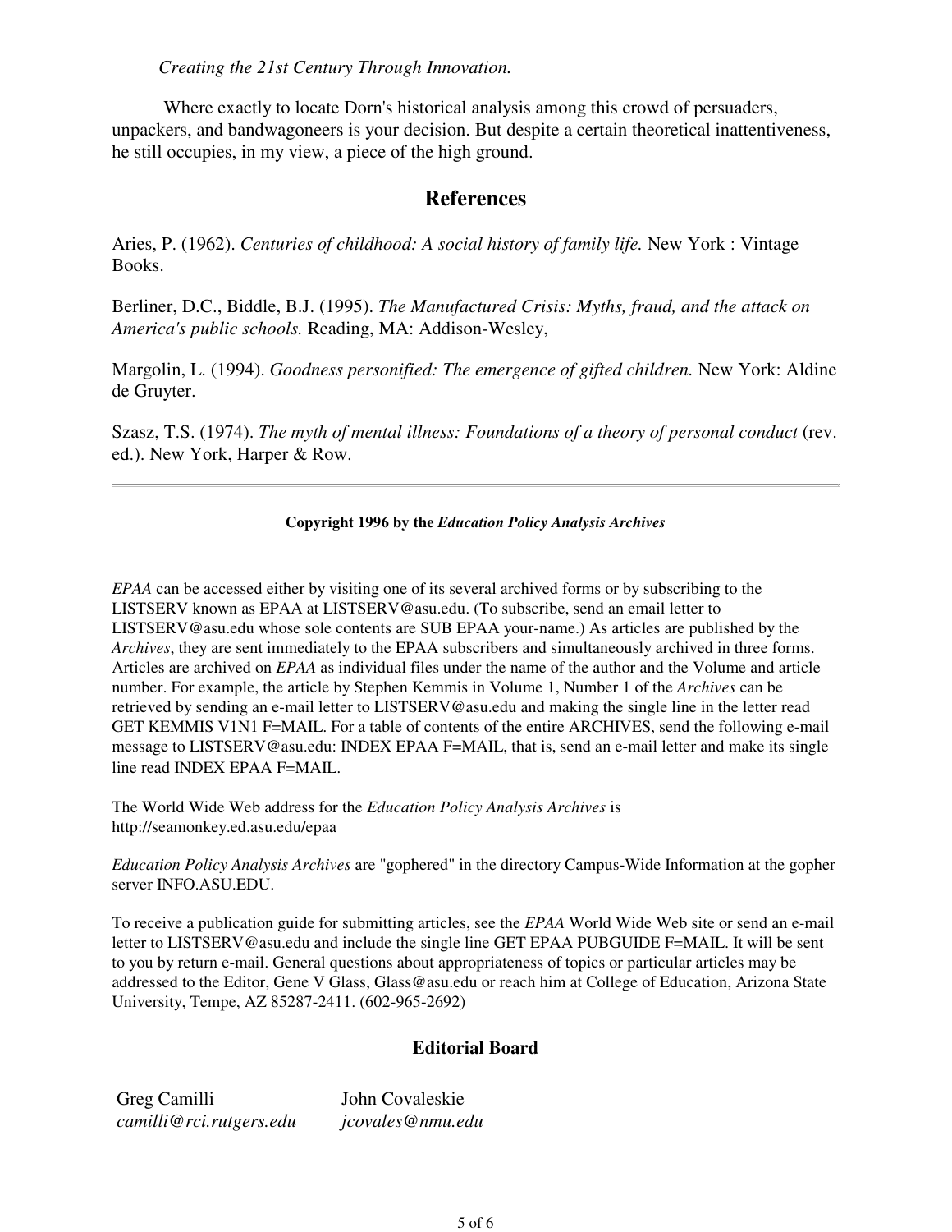*Creating the 21st Century Through Innovation.*

Where exactly to locate Dorn's historical analysis among this crowd of persuaders, unpackers, and bandwagoneers is your decision. But despite a certain theoretical inattentiveness, he still occupies, in my view, a piece of the high ground.

## References

Aries, P. (1962). *Centuries of childhood: A social history of family life.* New York : Vintage Books.

Berliner, D.C., Biddle, B.J. (1995). *The Manufactured Crisis: Myths, fraud, and the attack on America's public schools.* Reading, MA: Addison-Wesley,

Margolin, L. (1994). *Goodness personified: The emergence of gifted children.* New York: Aldine de Gruyter.

Szasz, T.S. (1974). *The myth of mental illness: Foundations of a theory of personal conduct* (rev. ed.). New York, Harper & Row.

---

**Copyright 1996 by the *Education Policy Analysis Archives***

*EPAA* can be accessed either by visiting one of its several archived forms or by subscribing to the LISTSERV known as EPAA at LISTSERV@asu.edu. (To subscribe, send an email letter to LISTSERV@asu.edu whose sole contents are SUB EPAA your-name.) As articles are published by the *Archives*, they are sent immediately to the EPAA subscribers and simultaneously archived in three forms. Articles are archived on *EPAA* as individual files under the name of the author and the Volume and article number. For example, the article by Stephen Kemmis in Volume 1, Number 1 of the *Archives* can be retrieved by sending an e-mail letter to LISTSERV@asu.edu and making the single line in the letter read GET KEMMIS V1N1 F=MAIL. For a table of contents of the entire ARCHIVES, send the following e-mail message to LISTSERV@asu.edu: INDEX EPAA F=MAIL, that is, send an e-mail letter and make its single line read INDEX EPAA F=MAIL.

The World Wide Web address for the *Education Policy Analysis Archives* is http://seamonkey.ed.asu.edu/epaa

*Education Policy Analysis Archives* are "gophered" in the directory Campus-Wide Information at the gopher server INFO.ASU.EDU.

To receive a publication guide for submitting articles, see the *EPAA* World Wide Web site or send an e-mail letter to LISTSERV@asu.edu and include the single line GET EPAA PUBGUIDE F=MAIL. It will be sent to you by return e-mail. General questions about appropriateness of topics or particular articles may be addressed to the Editor, Gene V Glass, Glass@asu.edu or reach him at College of Education, Arizona State University, Tempe, AZ 85287-2411. (602-965-2692)

### Editorial Board

| | |
|---|---|
| Greg Camilli<br>*camilli@rci.rutgers.edu* | John Covaleskie<br>*jcovales@nmu.edu* |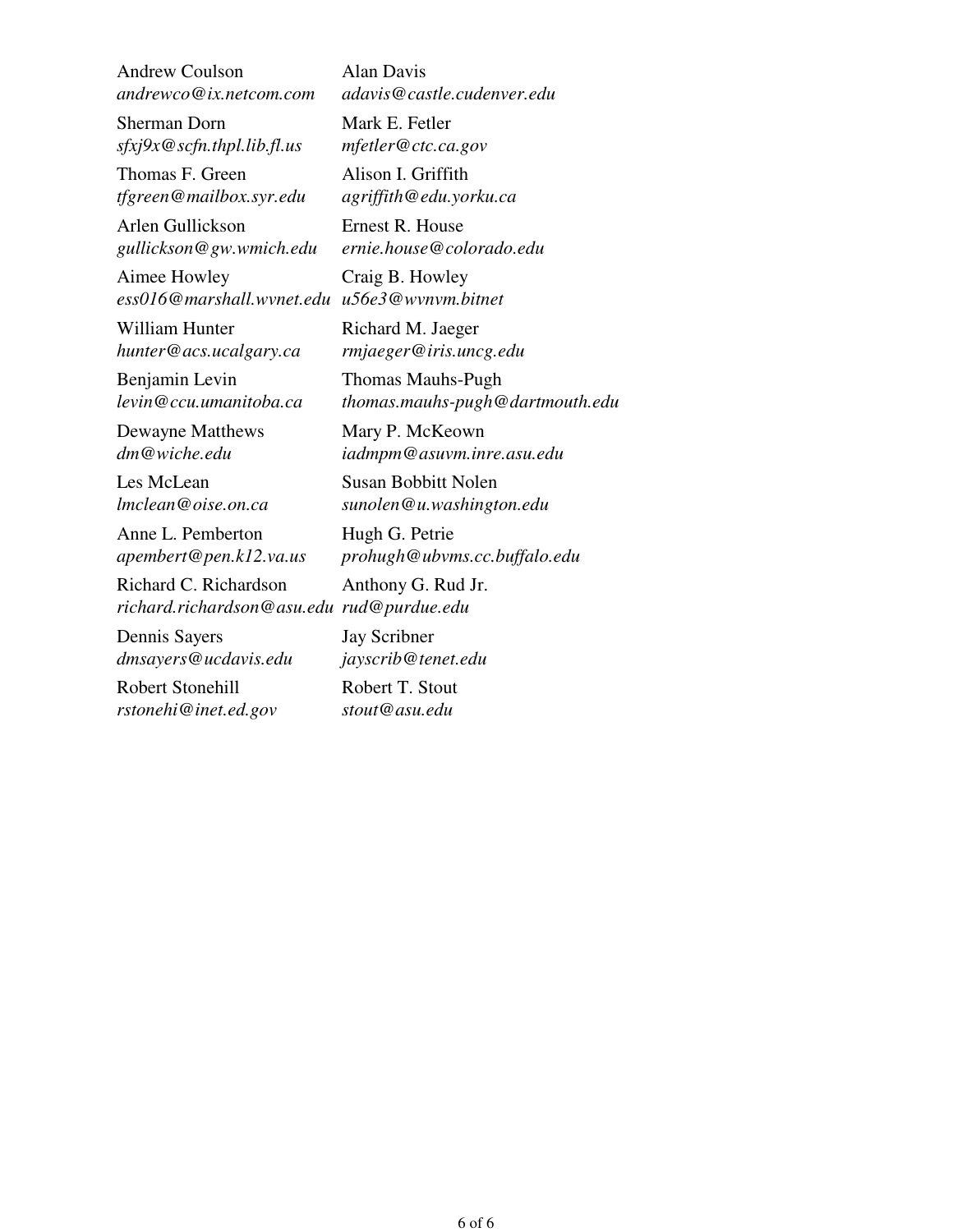Andrew Coulson
*andrewco@ix.netcom.com*

Alan Davis
*adavis@castle.cudenver.edu*

Sherman Dorn
*sfxj9x@scfn.thpl.lib.fl.us*

Mark E. Fetler
*mfetler@ctc.ca.gov*

Thomas F. Green
*tfgreen@mailbox.syr.edu*

Alison I. Griffith
*agriffith@edu.yorku.ca*

Arlen Gullickson
*gullickson@gw.wmich.edu*

Ernest R. House
*ernie.house@colorado.edu*

Aimee Howley
*ess016@marshall.wvnet.edu*

Craig B. Howley
*u56e3@wvnvm.bitnet*

William Hunter
*hunter@acs.ucalgary.ca*

Richard M. Jaeger
*rmjaeger@iris.uncg.edu*

Benjamin Levin
*levin@ccu.umanitoba.ca*

Thomas Mauhs-Pugh
*thomas.mauhs-pugh@dartmouth.edu*

Dewayne Matthews
*dm@wiche.edu*

Mary P. McKeown
*iadmpm@asuvm.inre.asu.edu*

Les McLean
*lmclean@oise.on.ca*

Susan Bobbitt Nolen
*sunolen@u.washington.edu*

Anne L. Pemberton
*apembert@pen.k12.va.us*

Hugh G. Petrie
*prohugh@ubvms.cc.buffalo.edu*

Richard C. Richardson
*richard.richardson@asu.edu*

Anthony G. Rud Jr.
*rud@purdue.edu*

Dennis Sayers
*dmsayers@ucdavis.edu*

Jay Scribner
*jayscrib@tenet.edu*

Robert Stonehill
*rstonehi@inet.ed.gov*

Robert T. Stout
*stout@asu.edu*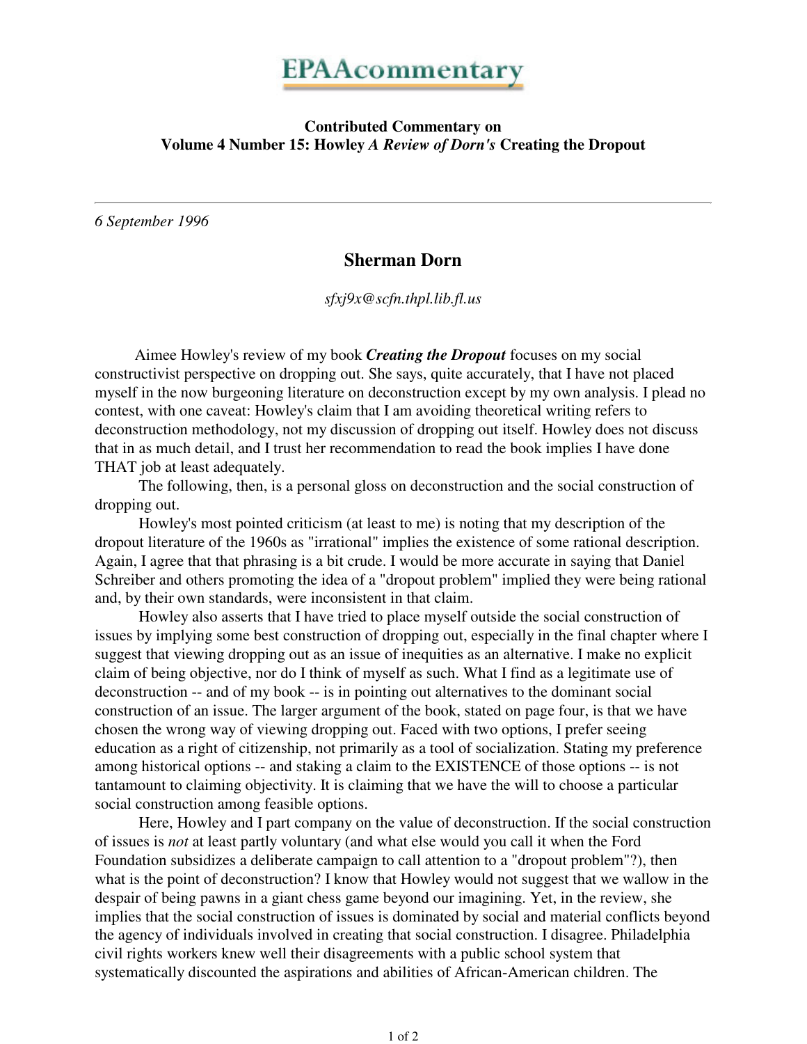# EPAAcommentary

**Contributed Commentary on**
**Volume 4 Number 15: Howley *A Review of Dorn's* Creating the Dropout**

---

*6 September 1996*

## Sherman Dorn

*sfxj9x@scfn.thpl.lib.fl.us*

Aimee Howley's review of my book ***Creating the Dropout*** focuses on my social constructivist perspective on dropping out. She says, quite accurately, that I have not placed myself in the now burgeoning literature on deconstruction except by my own analysis. I plead no contest, with one caveat: Howley's claim that I am avoiding theoretical writing refers to deconstruction methodology, not my discussion of dropping out itself. Howley does not discuss that in as much detail, and I trust her recommendation to read the book implies I have done THAT job at least adequately.

The following, then, is a personal gloss on deconstruction and the social construction of dropping out.

Howley's most pointed criticism (at least to me) is noting that my description of the dropout literature of the 1960s as "irrational" implies the existence of some rational description. Again, I agree that that phrasing is a bit crude. I would be more accurate in saying that Daniel Schreiber and others promoting the idea of a "dropout problem" implied they were being rational and, by their own standards, were inconsistent in that claim.

Howley also asserts that I have tried to place myself outside the social construction of issues by implying some best construction of dropping out, especially in the final chapter where I suggest that viewing dropping out as an issue of inequities as an alternative. I make no explicit claim of being objective, nor do I think of myself as such. What I find as a legitimate use of deconstruction -- and of my book -- is in pointing out alternatives to the dominant social construction of an issue. The larger argument of the book, stated on page four, is that we have chosen the wrong way of viewing dropping out. Faced with two options, I prefer seeing education as a right of citizenship, not primarily as a tool of socialization. Stating my preference among historical options -- and staking a claim to the EXISTENCE of those options -- is not tantamount to claiming objectivity. It is claiming that we have the will to choose a particular social construction among feasible options.

Here, Howley and I part company on the value of deconstruction. If the social construction of issues is *not* at least partly voluntary (and what else would you call it when the Ford Foundation subsidizes a deliberate campaign to call attention to a "dropout problem"?), then what is the point of deconstruction? I know that Howley would not suggest that we wallow in the despair of being pawns in a giant chess game beyond our imagining. Yet, in the review, she implies that the social construction of issues is dominated by social and material conflicts beyond the agency of individuals involved in creating that social construction. I disagree. Philadelphia civil rights workers knew well their disagreements with a public school system that systematically discounted the aspirations and abilities of African-American children. The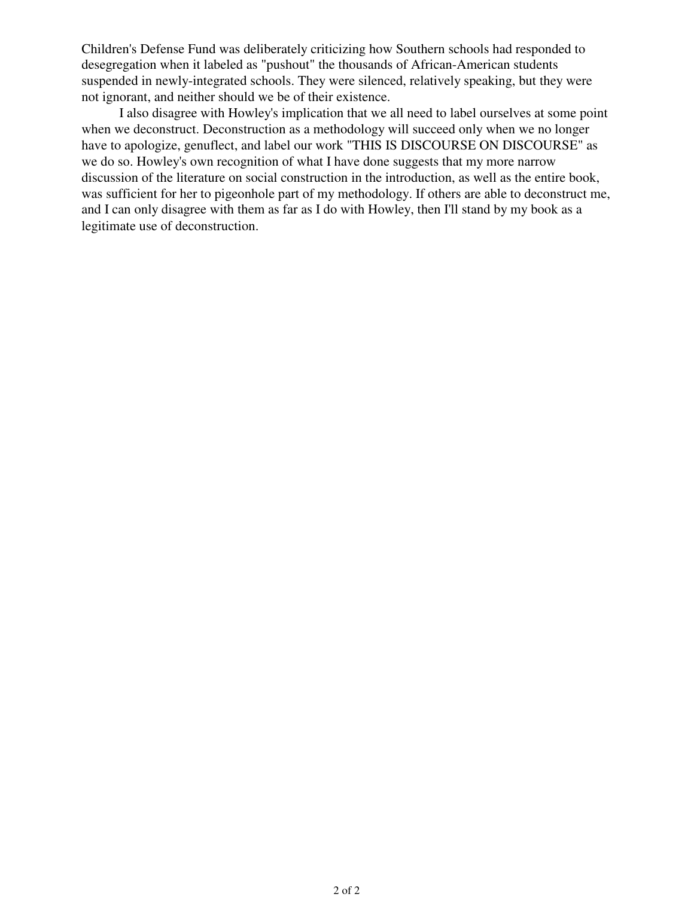Children's Defense Fund was deliberately criticizing how Southern schools had responded to desegregation when it labeled as "pushout" the thousands of African-American students suspended in newly-integrated schools. They were silenced, relatively speaking, but they were not ignorant, and neither should we be of their existence.

I also disagree with Howley's implication that we all need to label ourselves at some point when we deconstruct. Deconstruction as a methodology will succeed only when we no longer have to apologize, genuflect, and label our work "THIS IS DISCOURSE ON DISCOURSE" as we do so. Howley's own recognition of what I have done suggests that my more narrow discussion of the literature on social construction in the introduction, as well as the entire book, was sufficient for her to pigeonhole part of my methodology. If others are able to deconstruct me, and I can only disagree with them as far as I do with Howley, then I'll stand by my book as a legitimate use of deconstruction.